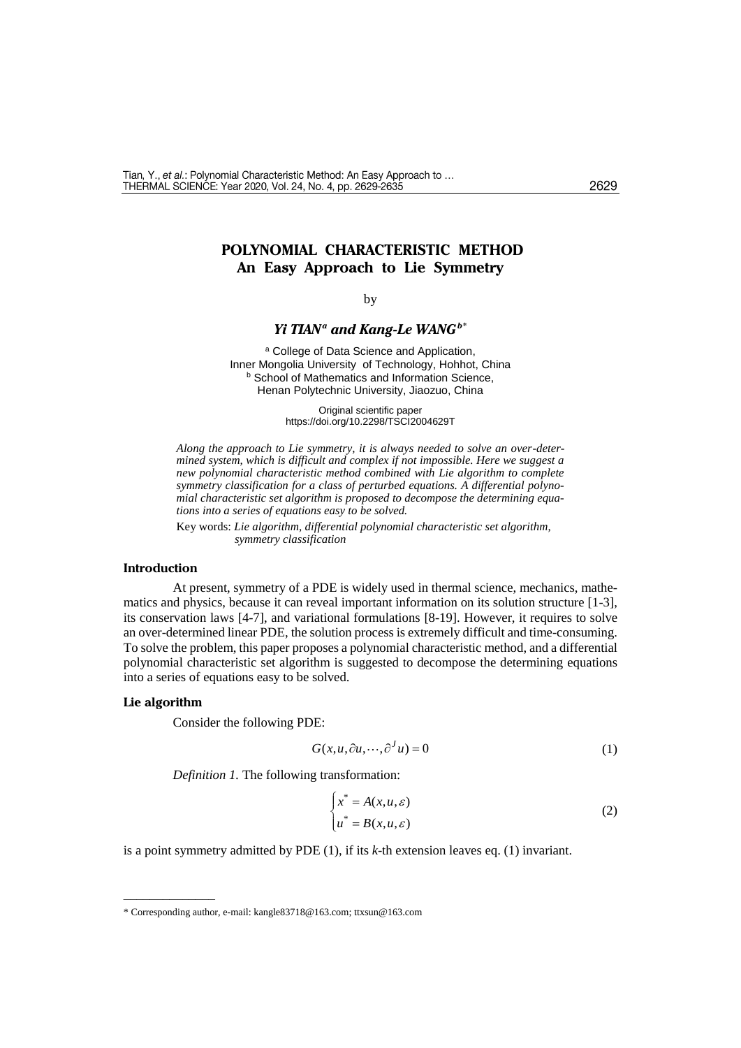# POLYNOMIAL CHARACTERISTIC METHOD
## An Easy Approach to Lie Symmetry

by

***Yi TIAN[a] and Kang-Le WANG[b*]***

[a] College of Data Science and Application, Inner Mongolia University of Technology, Hohhot, China
[b] School of Mathematics and Information Science, Henan Polytechnic University, Jiaozuo, China

Original scientific paper
https://doi.org/10.2298/TSCI2004629T

*Along the approach to Lie symmetry, it is always needed to solve an over-determined system, which is difficult and complex if not impossible. Here we suggest a new polynomial characteristic method combined with Lie algorithm to complete symmetry classification for a class of perturbed equations. A differential polynomial characteristic set algorithm is proposed to decompose the determining equations into a series of equations easy to be solved.*

Key words: *Lie algorithm, differential polynomial characteristic set algorithm, symmetry classification*

### Introduction

At present, symmetry of a PDE is widely used in thermal science, mechanics, mathematics and physics, because it can reveal important information on its solution structure [1-3], its conservation laws [4-7], and variational formulations [8-19]. However, it requires to solve an over-determined linear PDE, the solution process is extremely difficult and time-consuming. To solve the problem, this paper proposes a polynomial characteristic method, and a differential polynomial characteristic set algorithm is suggested to decompose the determining equations into a series of equations easy to be solved.

### Lie algorithm

Consider the following PDE:

$$G(x,u,\partial u,\cdots,\partial^J u)=0 \tag{1}$$

*Definition 1.* The following transformation:

$$\begin{cases} x^* = A(x,u,\varepsilon) \\ u^* = B(x,u,\varepsilon) \end{cases} \tag{2}$$

is a point symmetry admitted by PDE (1), if its $k$-th extension leaves eq. (1) invariant.

---

\* Corresponding author, e-mail: kangle83718@163.com; ttxsun@163.com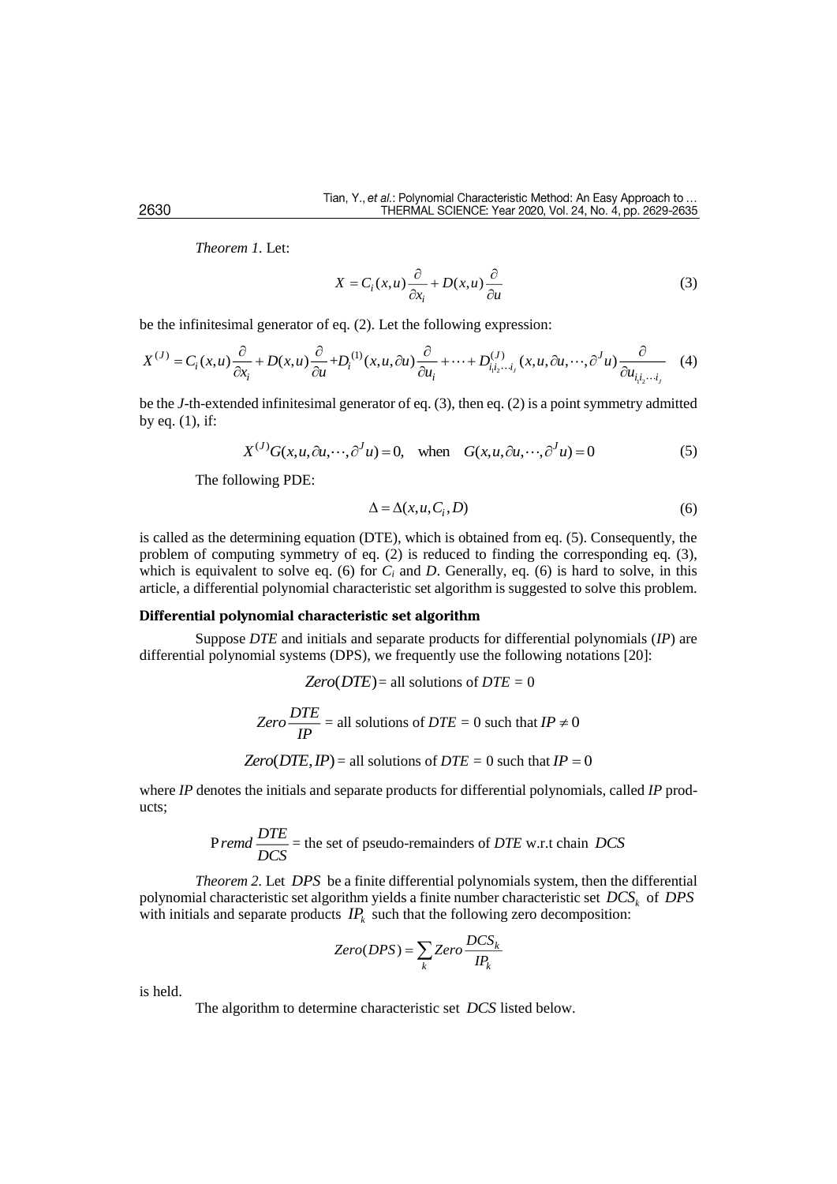*Theorem 1.* Let:

$$X = C_i(x,u)\frac{\partial}{\partial x_i} + D(x,u)\frac{\partial}{\partial u} \tag{3}$$

be the infinitesimal generator of eq. (2). Let the following expression:

$$X^{(J)} = C_i(x,u)\frac{\partial}{\partial x_i} + D(x,u)\frac{\partial}{\partial u} + D_i^{(1)}(x,u,\partial u)\frac{\partial}{\partial u_i} + \cdots + D_{i_1 i_2 \cdots i_J}^{(J)}(x,u,\partial u,\cdots,\partial^J u)\frac{\partial}{\partial u_{i_1 i_2 \cdots i_J}} \tag{4}$$

be the *J*-th-extended infinitesimal generator of eq. (3), then eq. (2) is a point symmetry admitted by eq. (1), if:

$$X^{(J)}G(x,u,\partial u,\cdots,\partial^J u) = 0, \quad \text{when} \quad G(x,u,\partial u,\cdots,\partial^J u) = 0 \tag{5}$$

The following PDE:

$$\Delta = \Delta(x,u,C_i,D) \tag{6}$$

is called as the determining equation (DTE), which is obtained from eq. (5). Consequently, the problem of computing symmetry of eq. (2) is reduced to finding the corresponding eq. (3), which is equivalent to solve eq. (6) for $C_i$ and $D$. Generally, eq. (6) is hard to solve, in this article, a differential polynomial characteristic set algorithm is suggested to solve this problem.

### Differential polynomial characteristic set algorithm

Suppose *DTE* and initials and separate products for differential polynomials (*IP*) are differential polynomial systems (DPS), we frequently use the following notations [20]:

$$Zero(DTE) = \text{all solutions of } DTE = 0$$

$$Zero\frac{DTE}{IP} = \text{all solutions of } DTE = 0 \text{ such that } IP \neq 0$$

$$Zero(DTE, IP) = \text{all solutions of } DTE = 0 \text{ such that } IP = 0$$

where *IP* denotes the initials and separate products for differential polynomials, called *IP* products;

$$\text{P}remd\frac{DTE}{DCS} = \text{the set of pseudo-remainders of } DTE \text{ w.r.t chain } DCS$$

*Theorem 2.* Let $DPS$ be a finite differential polynomials system, then the differential polynomial characteristic set algorithm yields a finite number characteristic set $DCS_k$ of $DPS$ with initials and separate products $IP_k$ such that the following zero decomposition:

$$Zero(DPS) = \sum_k Zero\frac{DCS_k}{IP_k}$$

is held.

The algorithm to determine characteristic set $DCS$ listed below.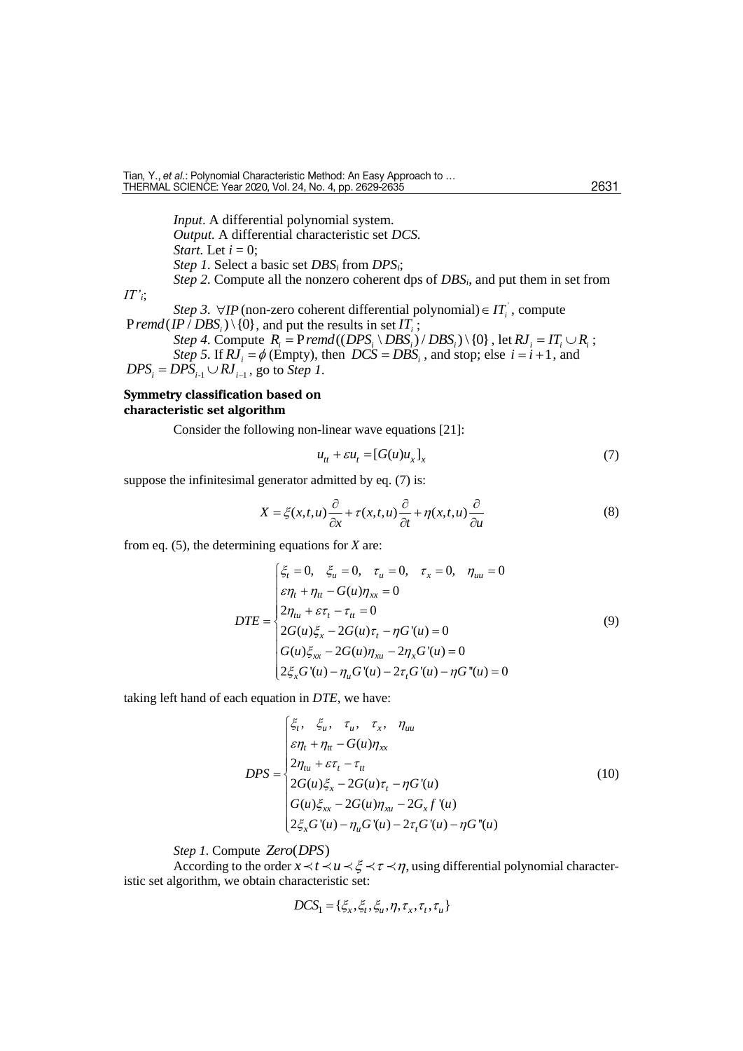*Input*. A differential polynomial system.

*Output*. A differential characteristic set *DCS*.

*Start*. Let $i = 0$;

*Step 1*. Select a basic set $DBS_i$ from $DPS_i$;

*Step 2*. Compute all the nonzero coherent dps of $DBS_i$, and put them in set from $IT'_i$;

*Step 3*. $\forall IP$ (non-zero coherent differential polynomial) $\in IT_i^{'}$, compute $\mathrm{P}remd(IP / DBS_i) \setminus \{0\}$, and put the results in set $IT_i$;

*Step 4*. Compute $R_i = \mathrm{P}remd((DPS_i \setminus DBS_i) / DBS_i) \setminus \{0\}$, let $RJ_i = IT_i \cup R_i$;

*Step 5*. If $RJ_i = \phi$ (Empty), then $DCS = DBS_i$, and stop; else $i = i + 1$, and $DPS_i = DPS_{i-1} \cup RJ_{i-1}$, go to *Step 1*.

### Symmetry classification based on characteristic set algorithm

Consider the following non-linear wave equations [21]:

$$u_{tt} + \varepsilon u_t = [G(u)u_x]_x \tag{7}$$

suppose the infinitesimal generator admitted by eq. (7) is:

$$X = \xi(x,t,u)\frac{\partial}{\partial x} + \tau(x,t,u)\frac{\partial}{\partial t} + \eta(x,t,u)\frac{\partial}{\partial u} \tag{8}$$

from eq. (5), the determining equations for *X* are:

$$DTE = \begin{cases} \xi_t = 0, \quad \xi_u = 0, \quad \tau_u = 0, \quad \tau_x = 0, \quad \eta_{uu} = 0 \\ \varepsilon\eta_t + \eta_{tt} - G(u)\eta_{xx} = 0 \\ 2\eta_{tu} + \varepsilon\tau_t - \tau_{tt} = 0 \\ 2G(u)\xi_x - 2G(u)\tau_t - \eta G'(u) = 0 \\ G(u)\xi_{xx} - 2G(u)\eta_{xu} - 2\eta_x G'(u) = 0 \\ 2\xi_x G'(u) - \eta_u G'(u) - 2\tau_t G'(u) - \eta G''(u) = 0 \end{cases} \tag{9}$$

taking left hand of each equation in *DTE*, we have:

$$DPS = \begin{cases} \xi_t, \quad \xi_u, \quad \tau_u, \quad \tau_x, \quad \eta_{uu} \\ \varepsilon\eta_t + \eta_{tt} - G(u)\eta_{xx} \\ 2\eta_{tu} + \varepsilon\tau_t - \tau_{tt} \\ 2G(u)\xi_x - 2G(u)\tau_t - \eta G'(u) \\ G(u)\xi_{xx} - 2G(u)\eta_{xu} - 2G_x f'(u) \\ 2\xi_x G'(u) - \eta_u G'(u) - 2\tau_t G'(u) - \eta G''(u) \end{cases} \tag{10}$$

*Step 1*. Compute $Zero(DPS)$

According to the order $x \prec t \prec u \prec \xi \prec \tau \prec \eta$, using differential polynomial characteristic set algorithm, we obtain characteristic set:

$$DCS_1 = \{\xi_x, \xi_t, \xi_u, \eta, \tau_x, \tau_t, \tau_u\}$$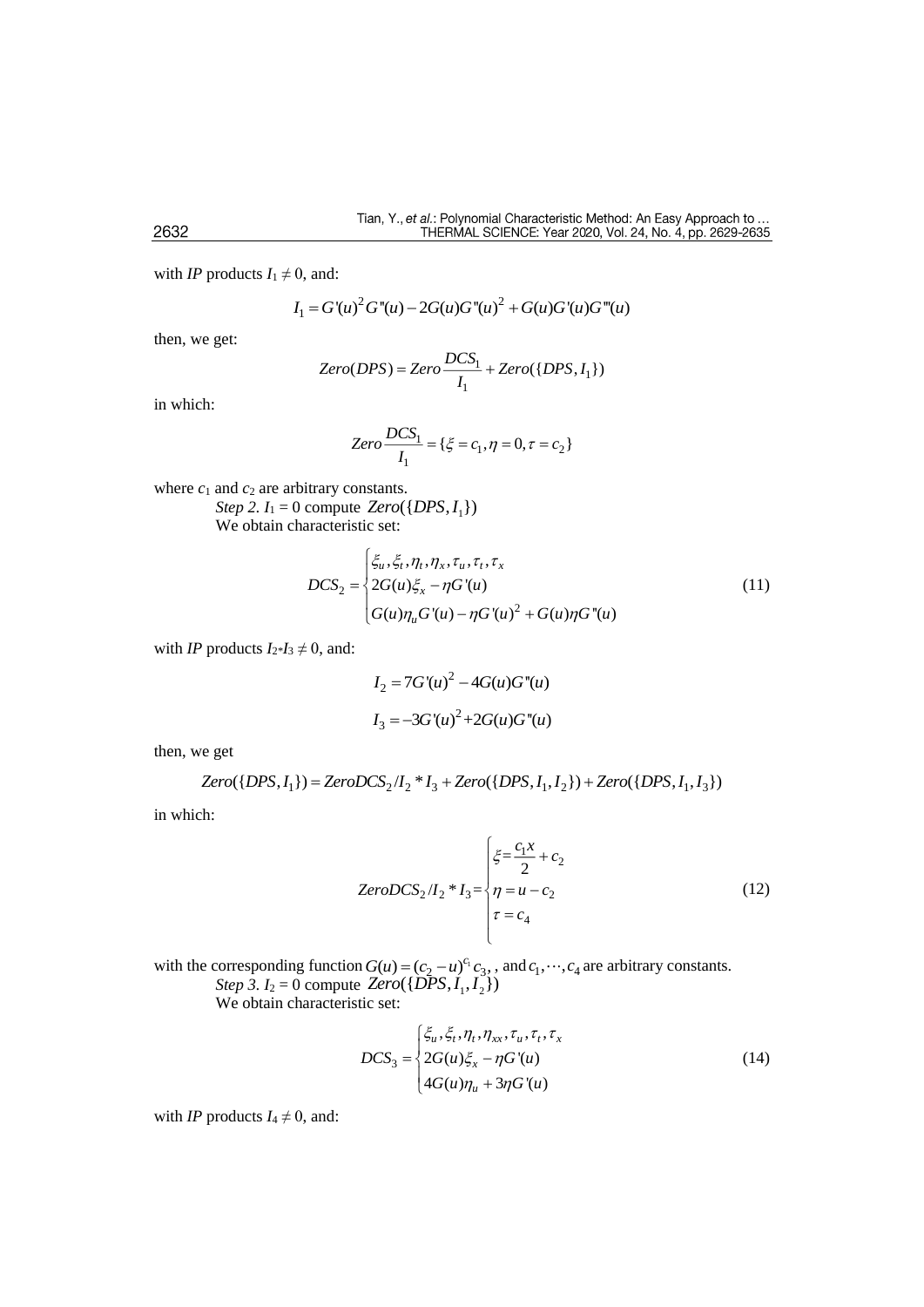with *IP* products $I_1 \neq 0$, and:

$$I_1 = G'(u)^2 G''(u) - 2G(u)G''(u)^2 + G(u)G'(u)G'''(u)$$

then, we get:

$$Zero(DPS) = Zero\frac{DCS_1}{I_1} + Zero(\{DPS, I_1\})$$

in which:

$$Zero\frac{DCS_1}{I_1} = \{\xi = c_1, \eta = 0, \tau = c_2\}$$

where $c_1$ and $c_2$ are arbitrary constants.

*Step 2.* $I_1 = 0$ compute $Zero(\{DPS, I_1\})$

We obtain characteristic set:

$$DCS_2 = \begin{cases} \xi_u, \xi_t, \eta_t, \eta_x, \tau_u, \tau_t, \tau_x \\ 2G(u)\xi_x - \eta G'(u) \\ G(u)\eta_u G'(u) - \eta G'(u)^2 + G(u)\eta G''(u) \end{cases} \tag{11}$$

with *IP* products $I_2 * I_3 \neq 0$, and:

$$I_2 = 7G'(u)^2 - 4G(u)G''(u)$$

$$I_3 = -3G'(u)^2 + 2G(u)G''(u)$$

then, we get

$$Zero(\{DPS, I_1\}) = ZeroDCS_2/I_2 * I_3 + Zero(\{DPS, I_1, I_2\}) + Zero(\{DPS, I_1, I_3\})$$

in which:

$$ZeroDCS_2/I_2 * I_3 = \begin{cases} \xi = \dfrac{c_1 x}{2} + c_2 \\ \eta = u - c_2 \\ \tau = c_4 \end{cases} \tag{12}$$

with the corresponding function $G(u) = (c_2 - u)^{c_1} c_3$, , and $c_1, \cdots, c_4$ are arbitrary constants.

*Step 3.* $I_2 = 0$ compute $Zero(\{DPS, I_1, I_2\})$

We obtain characteristic set:

$$DCS_3 = \begin{cases} \xi_u, \xi_t, \eta_t, \eta_{xx}, \tau_u, \tau_t, \tau_x \\ 2G(u)\xi_x - \eta G'(u) \\ 4G(u)\eta_u + 3\eta G'(u) \end{cases} \tag{14}$$

with *IP* products $I_4 \neq 0$, and: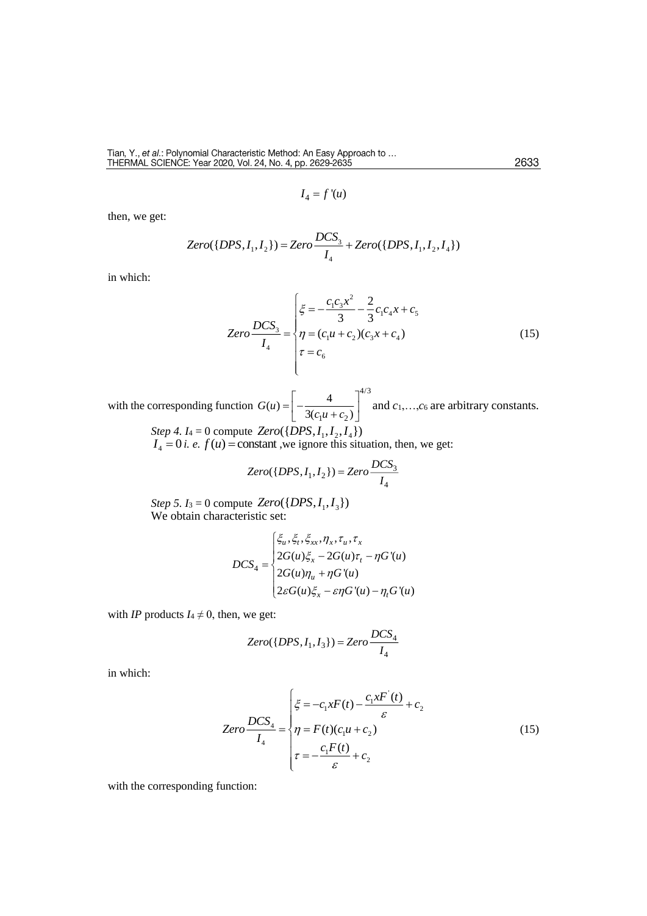$$I_4 = f'(u)$$

then, we get:

$$Zero(\{DPS, I_1, I_2\}) = Zero\frac{DCS_3}{I_4} + Zero(\{DPS, I_1, I_2, I_4\})$$

in which:

$$Zero\frac{DCS_3}{I_4} = \begin{cases} \xi = -\dfrac{c_1 c_3 x^2}{3} - \dfrac{2}{3}c_1 c_4 x + c_5 \\ \eta = (c_1 u + c_2)(c_3 x + c_4) \\ \tau = c_6 \end{cases} \tag{15}$$

with the corresponding function $G(u) = \left[-\dfrac{4}{3(c_1 u + c_2)}\right]^{4/3}$ and $c_1, \ldots, c_6$ are arbitrary constants.

*Step 4.* $I_4 = 0$ compute $Zero(\{DPS, I_1, I_2, I_4\})$
$I_4 = 0$ *i. e.* $f(u) = \text{constant}$ ,we ignore this situation, then, we get:

$$Zero(\{DPS, I_1, I_2\}) = Zero\frac{DCS_3}{I_4}$$

*Step 5.* $I_3 = 0$ compute $Zero(\{DPS, I_1, I_3\})$
We obtain characteristic set:

$$DCS_4 = \begin{cases} \xi_u, \xi_t, \xi_{xx}, \eta_x, \tau_u, \tau_x \\ 2G(u)\xi_x - 2G(u)\tau_t - \eta G'(u) \\ 2G(u)\eta_u + \eta G'(u) \\ 2\varepsilon G(u)\xi_x - \varepsilon\eta G'(u) - \eta_t G'(u) \end{cases}$$

with *IP* products $I_4 \neq 0$, then, we get:

$$Zero(\{DPS, I_1, I_3\}) = Zero\frac{DCS_4}{I_4}$$

in which:

$$Zero\frac{DCS_4}{I_4} = \begin{cases} \xi = -c_1 x F(t) - \dfrac{c_1 x F'(t)}{\varepsilon} + c_2 \\ \eta = F(t)(c_1 u + c_2) \\ \tau = -\dfrac{c_1 F(t)}{\varepsilon} + c_2 \end{cases} \tag{15}$$

with the corresponding function: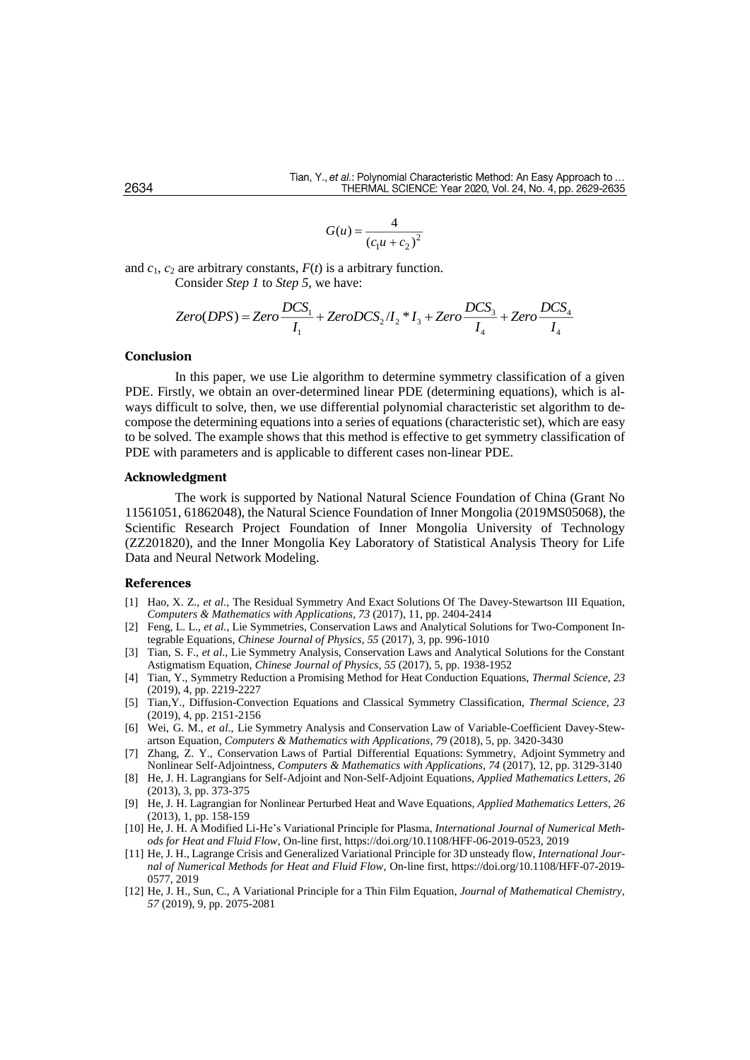$$G(u) = \frac{4}{(c_1 u + c_2)^2}$$

and $c_1$, $c_2$ are arbitrary constants, $F(t)$ is a arbitrary function.

Consider *Step 1* to *Step 5*, we have:

$$Zero(DPS) = Zero\frac{DCS_1}{I_1} + ZeroDCS_2/I_2 * I_3 + Zero\frac{DCS_3}{I_4} + Zero\frac{DCS_4}{I_4}$$

## Conclusion

In this paper, we use Lie algorithm to determine symmetry classification of a given PDE. Firstly, we obtain an over-determined linear PDE (determining equations), which is always difficult to solve, then, we use differential polynomial characteristic set algorithm to decompose the determining equations into a series of equations (characteristic set), which are easy to be solved. The example shows that this method is effective to get symmetry classification of PDE with parameters and is applicable to different cases non-linear PDE.

## Acknowledgment

The work is supported by National Natural Science Foundation of China (Grant No 11561051, 61862048), the Natural Science Foundation of Inner Mongolia (2019MS05068), the Scientific Research Project Foundation of Inner Mongolia University of Technology (ZZ201820), and the Inner Mongolia Key Laboratory of Statistical Analysis Theory for Life Data and Neural Network Modeling.

## References

[1] Hao, X. Z., *et al.*, The Residual Symmetry And Exact Solutions Of The Davey-Stewartson III Equation, *Computers & Mathematics with Applications*, *73* (2017), 11, pp. 2404-2414

[2] Feng, L. L., *et al.*, Lie Symmetries, Conservation Laws and Analytical Solutions for Two-Component Integrable Equations, *Chinese Journal of Physics*, *55* (2017), 3, pp. 996-1010

[3] Tian, S. F., *et al.*, Lie Symmetry Analysis, Conservation Laws and Analytical Solutions for the Constant Astigmatism Equation, *Chinese Journal of Physics*, *55* (2017), 5, pp. 1938-1952

[4] Tian, Y., Symmetry Reduction a Promising Method for Heat Conduction Equations, *Thermal Science*, *23* (2019), 4, pp. 2219-2227

[5] Tian,Y., Diffusion-Convection Equations and Classical Symmetry Classification, *Thermal Science*, *23* (2019), 4, pp. 2151-2156

[6] Wei, G. M., *et al.*, Lie Symmetry Analysis and Conservation Law of Variable-Coefficient Davey-Stewartson Equation, *Computers & Mathematics with Applications*, *79* (2018), 5, pp. 3420-3430

[7] Zhang, Z. Y., Conservation Laws of Partial Differential Equations: Symmetry, Adjoint Symmetry and Nonlinear Self-Adjointness, *Computers & Mathematics with Applications*, *74* (2017), 12, pp. 3129-3140

[8] He, J. H. Lagrangians for Self-Adjoint and Non-Self-Adjoint Equations, *Applied Mathematics Letters*, *26* (2013), 3, pp. 373-375

[9] He, J. H. Lagrangian for Nonlinear Perturbed Heat and Wave Equations, *Applied Mathematics Letters*, *26* (2013), 1, pp. 158-159

[10] He, J. H. A Modified Li-He's Variational Principle for Plasma, *International Journal of Numerical Methods for Heat and Fluid Flow*, On-line first, https://doi.org/10.1108/HFF-06-2019-0523, 2019

[11] He, J. H., Lagrange Crisis and Generalized Variational Principle for 3D unsteady flow, *International Journal of Numerical Methods for Heat and Fluid Flow*, On-line first, https://doi.org/10.1108/HFF-07-2019-0577, 2019

[12] He, J. H., Sun, C., A Variational Principle for a Thin Film Equation, *Journal of Mathematical Chemistry*, *57* (2019), 9, pp. 2075-2081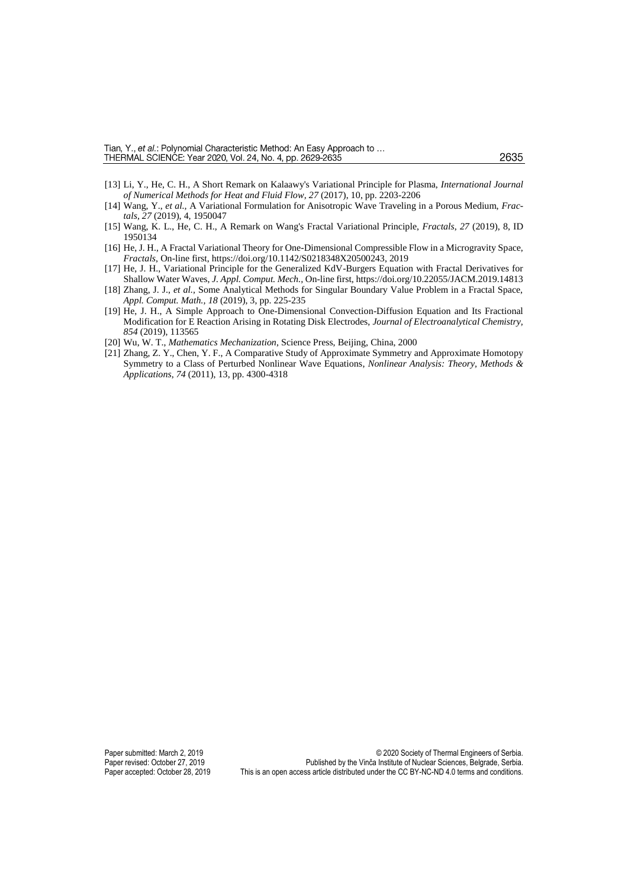[13] Li, Y., He, C. H., A Short Remark on Kalaawy's Variational Principle for Plasma, *International Journal of Numerical Methods for Heat and Fluid Flow, 27* (2017), 10, pp. 2203-2206

[14] Wang, Y., *et al.*, A Variational Formulation for Anisotropic Wave Traveling in a Porous Medium, *Fractals, 27* (2019), 4, 1950047

[15] Wang, K. L., He, C. H., A Remark on Wang's Fractal Variational Principle, *Fractals, 27* (2019), 8, ID 1950134

[16] He, J. H., A Fractal Variational Theory for One-Dimensional Compressible Flow in a Microgravity Space, *Fractals*, On-line first, https://doi.org/10.1142/S0218348X20500243, 2019

[17] He, J. H., Variational Principle for the Generalized KdV-Burgers Equation with Fractal Derivatives for Shallow Water Waves, *J. Appl. Comput. Mech.*, On-line first, https://doi.org/10.22055/JACM.2019.14813

[18] Zhang, J. J., *et al.*, Some Analytical Methods for Singular Boundary Value Problem in a Fractal Space, *Appl. Comput. Math., 18* (2019), 3, pp. 225-235

[19] He, J. H., A Simple Approach to One-Dimensional Convection-Diffusion Equation and Its Fractional Modification for E Reaction Arising in Rotating Disk Electrodes, *Journal of Electroanalytical Chemistry, 854* (2019), 113565

[20] Wu, W. T., *Mathematics Mechanization*, Science Press, Beijing, China, 2000

[21] Zhang, Z. Y., Chen, Y. F., A Comparative Study of Approximate Symmetry and Approximate Homotopy Symmetry to a Class of Perturbed Nonlinear Wave Equations, *Nonlinear Analysis: Theory, Methods & Applications, 74* (2011), 13, pp. 4300-4318

Paper submitted: March 2, 2019
Paper revised: October 27, 2019
Paper accepted: October 28, 2019

© 2020 Society of Thermal Engineers of Serbia.
Published by the Vinča Institute of Nuclear Sciences, Belgrade, Serbia.
This is an open access article distributed under the CC BY-NC-ND 4.0 terms and conditions.